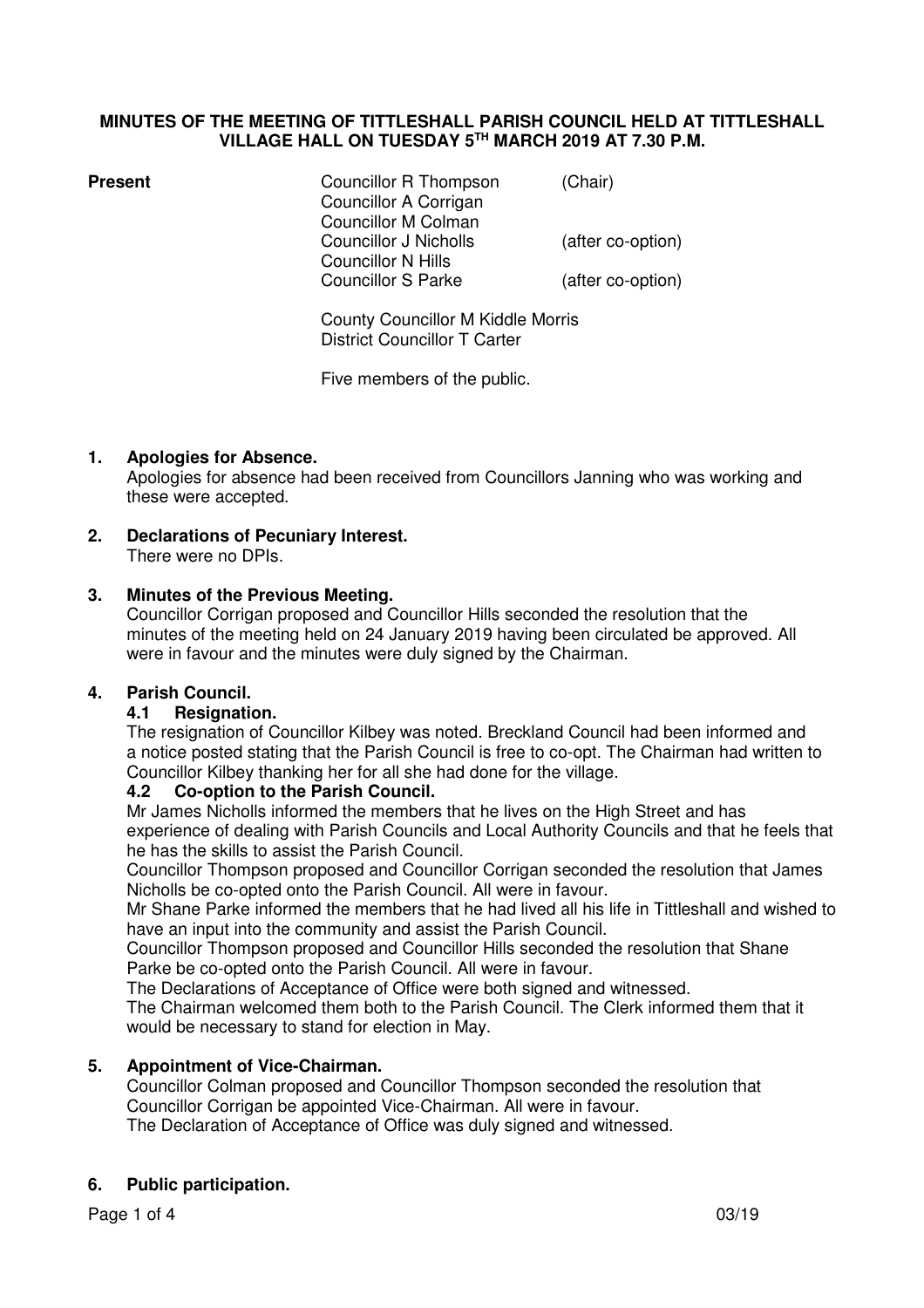# MINUTES OF THE MEETING OF TITTLESHALL PARISH COUNCIL HELD AT TITTLESHALL VILLAGE HALL ON TUESDAY 5TH MARCH 2019 AT 7.30 P.M.

**Present**

| | |
|---|---|
| Councillor R Thompson | (Chair) |
| Councillor A Corrigan | |
| Councillor M Colman | |
| Councillor J Nicholls | (after co-option) |
| Councillor N Hills | |
| Councillor S Parke | (after co-option) |

County Councillor M Kiddle Morris
District Councillor T Carter

Five members of the public.

## 1. Apologies for Absence.

Apologies for absence had been received from Councillors Janning who was working and these were accepted.

## 2. Declarations of Pecuniary Interest.

There were no DPIs.

## 3. Minutes of the Previous Meeting.

Councillor Corrigan proposed and Councillor Hills seconded the resolution that the minutes of the meeting held on 24 January 2019 having been circulated be approved. All were in favour and the minutes were duly signed by the Chairman.

## 4. Parish Council.

### 4.1 Resignation.

The resignation of Councillor Kilbey was noted. Breckland Council had been informed and a notice posted stating that the Parish Council is free to co-opt. The Chairman had written to Councillor Kilbey thanking her for all she had done for the village.

### 4.2 Co-option to the Parish Council.

Mr James Nicholls informed the members that he lives on the High Street and has experience of dealing with Parish Councils and Local Authority Councils and that he feels that he has the skills to assist the Parish Council.

Councillor Thompson proposed and Councillor Corrigan seconded the resolution that James Nicholls be co-opted onto the Parish Council. All were in favour.

Mr Shane Parke informed the members that he had lived all his life in Tittleshall and wished to have an input into the community and assist the Parish Council.

Councillor Thompson proposed and Councillor Hills seconded the resolution that Shane Parke be co-opted onto the Parish Council. All were in favour.

The Declarations of Acceptance of Office were both signed and witnessed.

The Chairman welcomed them both to the Parish Council. The Clerk informed them that it would be necessary to stand for election in May.

## 5. Appointment of Vice-Chairman.

Councillor Colman proposed and Councillor Thompson seconded the resolution that Councillor Corrigan be appointed Vice-Chairman. All were in favour.

The Declaration of Acceptance of Office was duly signed and witnessed.

## 6. Public participation.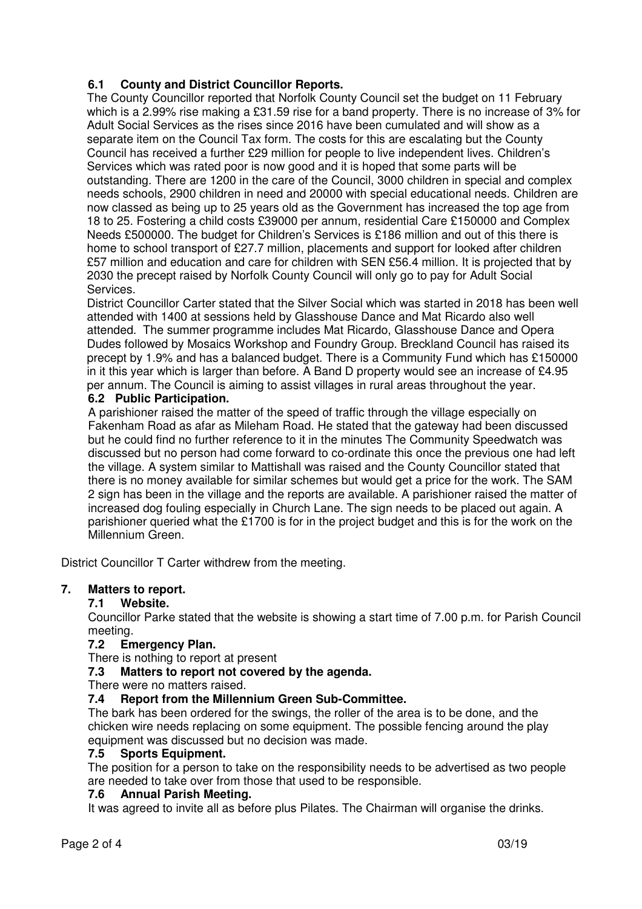### 6.1 County and District Councillor Reports.

The County Councillor reported that Norfolk County Council set the budget on 11 February which is a 2.99% rise making a £31.59 rise for a band property. There is no increase of 3% for Adult Social Services as the rises since 2016 have been cumulated and will show as a separate item on the Council Tax form. The costs for this are escalating but the County Council has received a further £29 million for people to live independent lives. Children's Services which was rated poor is now good and it is hoped that some parts will be outstanding. There are 1200 in the care of the Council, 3000 children in special and complex needs schools, 2900 children in need and 20000 with special educational needs. Children are now classed as being up to 25 years old as the Government has increased the top age from 18 to 25. Fostering a child costs £39000 per annum, residential Care £150000 and Complex Needs £500000. The budget for Children's Services is £186 million and out of this there is home to school transport of £27.7 million, placements and support for looked after children £57 million and education and care for children with SEN £56.4 million. It is projected that by 2030 the precept raised by Norfolk County Council will only go to pay for Adult Social Services.

District Councillor Carter stated that the Silver Social which was started in 2018 has been well attended with 1400 at sessions held by Glasshouse Dance and Mat Ricardo also well attended. The summer programme includes Mat Ricardo, Glasshouse Dance and Opera Dudes followed by Mosaics Workshop and Foundry Group. Breckland Council has raised its precept by 1.9% and has a balanced budget. There is a Community Fund which has £150000 in it this year which is larger than before. A Band D property would see an increase of £4.95 per annum. The Council is aiming to assist villages in rural areas throughout the year.

### 6.2 Public Participation.

A parishioner raised the matter of the speed of traffic through the village especially on Fakenham Road as afar as Mileham Road. He stated that the gateway had been discussed but he could find no further reference to it in the minutes The Community Speedwatch was discussed but no person had come forward to co-ordinate this once the previous one had left the village. A system similar to Mattishall was raised and the County Councillor stated that there is no money available for similar schemes but would get a price for the work. The SAM 2 sign has been in the village and the reports are available. A parishioner raised the matter of increased dog fouling especially in Church Lane. The sign needs to be placed out again. A parishioner queried what the £1700 is for in the project budget and this is for the work on the Millennium Green.

District Councillor T Carter withdrew from the meeting.

## 7. Matters to report.

### 7.1 Website.

Councillor Parke stated that the website is showing a start time of 7.00 p.m. for Parish Council meeting.

### 7.2 Emergency Plan.

There is nothing to report at present

### 7.3 Matters to report not covered by the agenda.

There were no matters raised.

### 7.4 Report from the Millennium Green Sub-Committee.

The bark has been ordered for the swings, the roller of the area is to be done, and the chicken wire needs replacing on some equipment. The possible fencing around the play equipment was discussed but no decision was made.

### 7.5 Sports Equipment.

The position for a person to take on the responsibility needs to be advertised as two people are needed to take over from those that used to be responsible.

### 7.6 Annual Parish Meeting.

It was agreed to invite all as before plus Pilates. The Chairman will organise the drinks.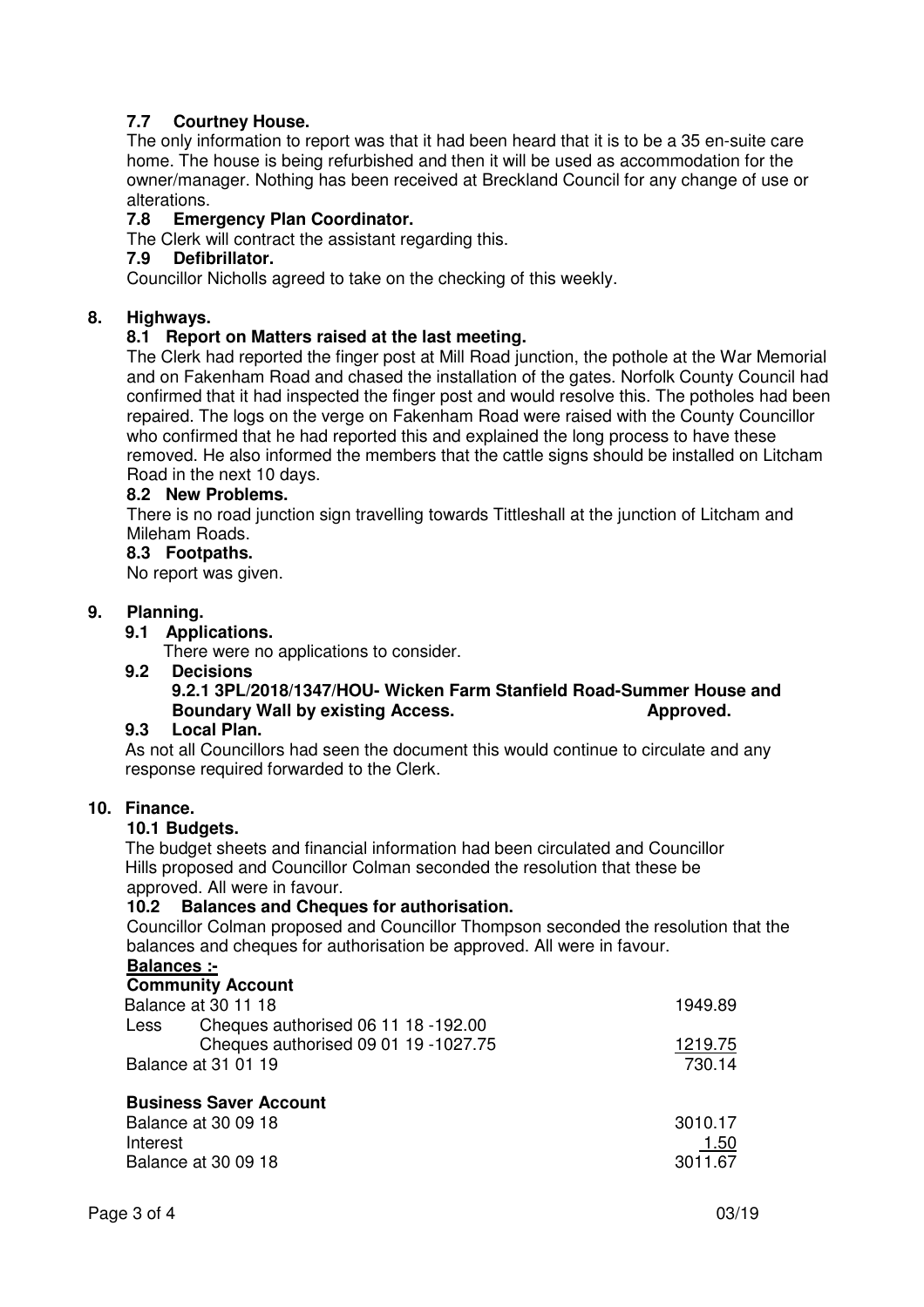### 7.7 Courtney House.

The only information to report was that it had been heard that it is to be a 35 en-suite care home. The house is being refurbished and then it will be used as accommodation for the owner/manager. Nothing has been received at Breckland Council for any change of use or alterations.

### 7.8 Emergency Plan Coordinator.

The Clerk will contract the assistant regarding this.

### 7.9 Defibrillator.

Councillor Nicholls agreed to take on the checking of this weekly.

## 8. Highways.

### 8.1 Report on Matters raised at the last meeting.

The Clerk had reported the finger post at Mill Road junction, the pothole at the War Memorial and on Fakenham Road and chased the installation of the gates. Norfolk County Council had confirmed that it had inspected the finger post and would resolve this. The potholes had been repaired. The logs on the verge on Fakenham Road were raised with the County Councillor who confirmed that he had reported this and explained the long process to have these removed. He also informed the members that the cattle signs should be installed on Litcham Road in the next 10 days.

### 8.2 New Problems.

There is no road junction sign travelling towards Tittleshall at the junction of Litcham and Mileham Roads.

### 8.3 Footpaths.

No report was given.

## 9. Planning.

### 9.1 Applications.

There were no applications to consider.

### 9.2 Decisions

**9.2.1 3PL/2018/1347/HOU- Wicken Farm Stanfield Road-Summer House and Boundary Wall by existing Access. Approved.**

### 9.3 Local Plan.

As not all Councillors had seen the document this would continue to circulate and any response required forwarded to the Clerk.

## 10. Finance.

### 10.1 Budgets.

The budget sheets and financial information had been circulated and Councillor Hills proposed and Councillor Colman seconded the resolution that these be approved. All were in favour.

### 10.2 Balances and Cheques for authorisation.

Councillor Colman proposed and Councillor Thompson seconded the resolution that the balances and cheques for authorisation be approved. All were in favour.

**Balances :-**

**Community Account**

| | |
|---|---|
| Balance at 30 11 18 | 1949.89 |
| Less Cheques authorised 06 11 18 -192.00 | |
| Cheques authorised 09 01 19 -1027.75 | 1219.75 |
| Balance at 31 01 19 | 730.14 |

**Business Saver Account**

| | |
|---|---|
| Balance at 30 09 18 | 3010.17 |
| Interest | 1.50 |
| Balance at 30 09 18 | 3011.67 |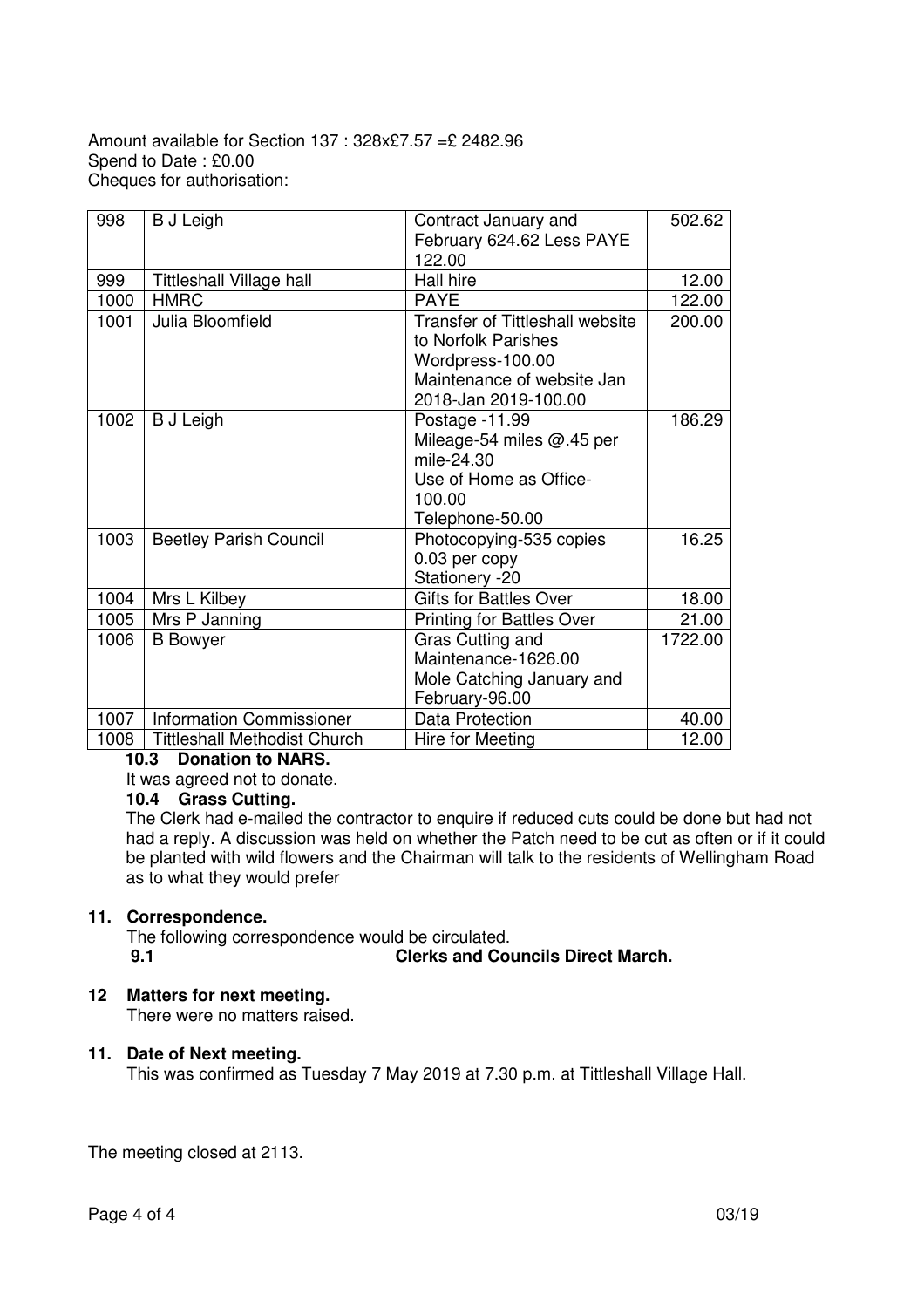Amount available for Section 137 : 328x£7.57 =£ 2482.96
Spend to Date : £0.00
Cheques for authorisation:

| | | | |
|---|---|---|---|
| 998 | B J Leigh | Contract January and February 624.62 Less PAYE 122.00 | 502.62 |
| 999 | Tittleshall Village hall | Hall hire | 12.00 |
| 1000 | HMRC | PAYE | 122.00 |
| 1001 | Julia Bloomfield | Transfer of Tittleshall website to Norfolk Parishes Wordpress-100.00 Maintenance of website Jan 2018-Jan 2019-100.00 | 200.00 |
| 1002 | B J Leigh | Postage -11.99 Mileage-54 miles @.45 per mile-24.30 Use of Home as Office-100.00 Telephone-50.00 | 186.29 |
| 1003 | Beetley Parish Council | Photocopying-535 copies 0.03 per copy Stationery -20 | 16.25 |
| 1004 | Mrs L Kilbey | Gifts for Battles Over | 18.00 |
| 1005 | Mrs P Janning | Printing for Battles Over | 21.00 |
| 1006 | B Bowyer | Gras Cutting and Maintenance-1626.00 Mole Catching January and February-96.00 | 1722.00 |
| 1007 | Information Commissioner | Data Protection | 40.00 |
| 1008 | Tittleshall Methodist Church | Hire for Meeting | 12.00 |

**10.3 Donation to NARS.**

It was agreed not to donate.

**10.4 Grass Cutting.**

The Clerk had e-mailed the contractor to enquire if reduced cuts could be done but had not had a reply. A discussion was held on whether the Patch need to be cut as often or if it could be planted with wild flowers and the Chairman will talk to the residents of Wellingham Road as to what they would prefer

## 11. Correspondence.

The following correspondence would be circulated.

**9.1 Clerks and Councils Direct March.**

## 12 Matters for next meeting.

There were no matters raised.

## 11. Date of Next meeting.

This was confirmed as Tuesday 7 May 2019 at 7.30 p.m. at Tittleshall Village Hall.

The meeting closed at 2113.